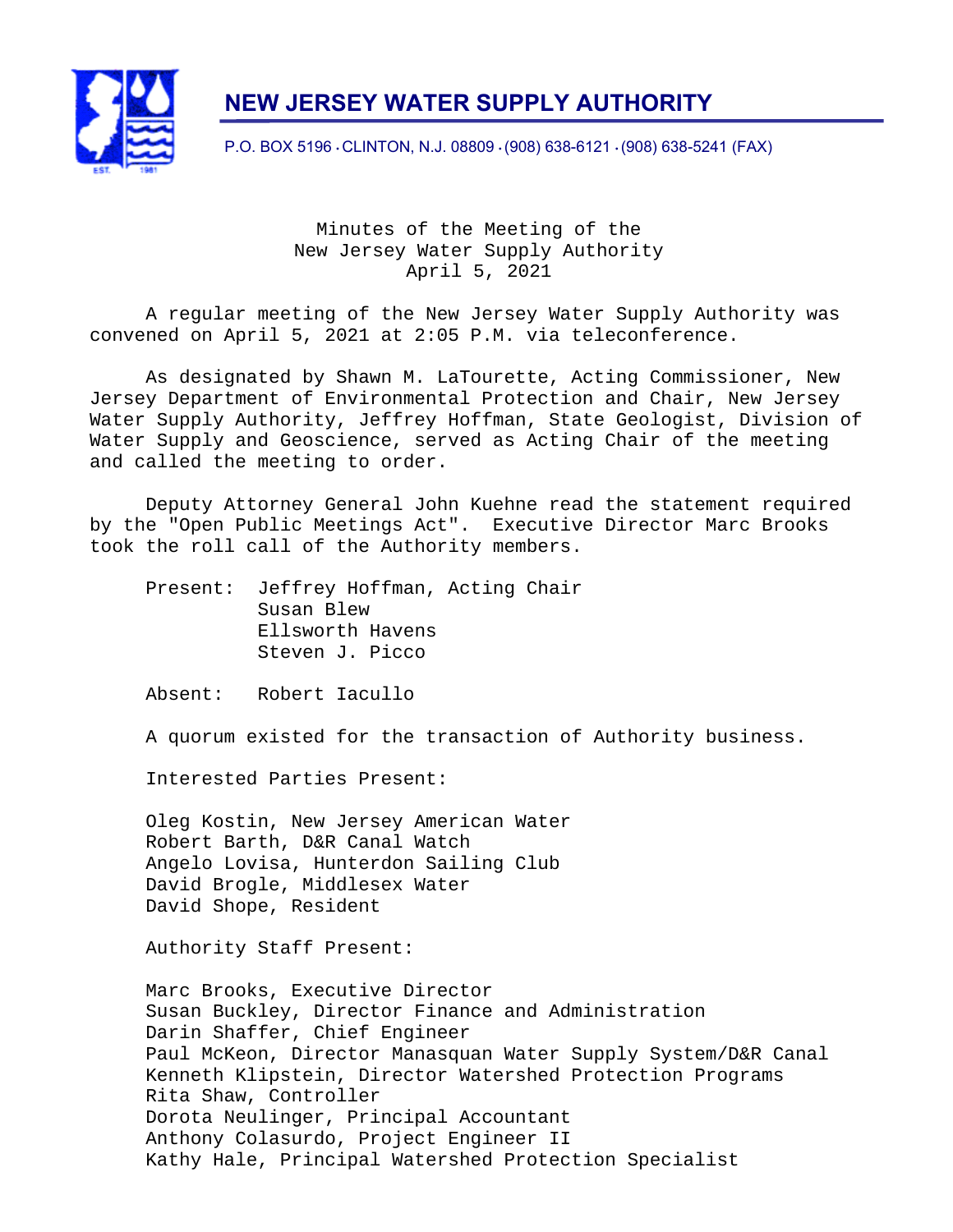# NEW JERSEY WATER SUPPLY AUTHORITY

P.O. BOX 5196 · CLINTON, N.J. 08809 · (908) 638-6121 · (908) 638-5241 (FAX)

Minutes of the Meeting of the
New Jersey Water Supply Authority
April 5, 2021

A regular meeting of the New Jersey Water Supply Authority was convened on April 5, 2021 at 2:05 P.M. via teleconference.

As designated by Shawn M. LaTourette, Acting Commissioner, New Jersey Department of Environmental Protection and Chair, New Jersey Water Supply Authority, Jeffrey Hoffman, State Geologist, Division of Water Supply and Geoscience, served as Acting Chair of the meeting and called the meeting to order.

Deputy Attorney General John Kuehne read the statement required by the "Open Public Meetings Act". Executive Director Marc Brooks took the roll call of the Authority members.

Present: Jeffrey Hoffman, Acting Chair
Susan Blew
Ellsworth Havens
Steven J. Picco

Absent: Robert Iacullo

A quorum existed for the transaction of Authority business.

Interested Parties Present:

Oleg Kostin, New Jersey American Water
Robert Barth, D&R Canal Watch
Angelo Lovisa, Hunterdon Sailing Club
David Brogle, Middlesex Water
David Shope, Resident

Authority Staff Present:

Marc Brooks, Executive Director
Susan Buckley, Director Finance and Administration
Darin Shaffer, Chief Engineer
Paul McKeon, Director Manasquan Water Supply System/D&R Canal
Kenneth Klipstein, Director Watershed Protection Programs
Rita Shaw, Controller
Dorota Neulinger, Principal Accountant
Anthony Colasurdo, Project Engineer II
Kathy Hale, Principal Watershed Protection Specialist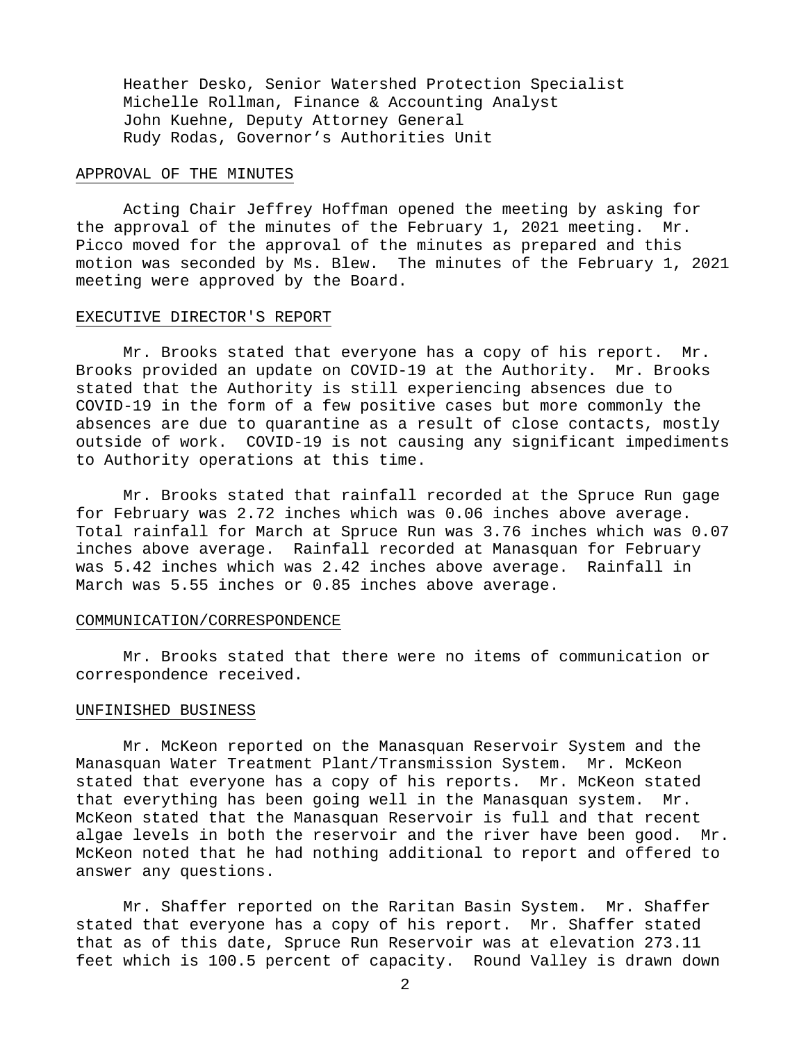Heather Desko, Senior Watershed Protection Specialist
Michelle Rollman, Finance & Accounting Analyst
John Kuehne, Deputy Attorney General
Rudy Rodas, Governor's Authorities Unit

## APPROVAL OF THE MINUTES

Acting Chair Jeffrey Hoffman opened the meeting by asking for the approval of the minutes of the February 1, 2021 meeting. Mr. Picco moved for the approval of the minutes as prepared and this motion was seconded by Ms. Blew. The minutes of the February 1, 2021 meeting were approved by the Board.

## EXECUTIVE DIRECTOR'S REPORT

Mr. Brooks stated that everyone has a copy of his report. Mr. Brooks provided an update on COVID-19 at the Authority. Mr. Brooks stated that the Authority is still experiencing absences due to COVID-19 in the form of a few positive cases but more commonly the absences are due to quarantine as a result of close contacts, mostly outside of work. COVID-19 is not causing any significant impediments to Authority operations at this time.

Mr. Brooks stated that rainfall recorded at the Spruce Run gage for February was 2.72 inches which was 0.06 inches above average. Total rainfall for March at Spruce Run was 3.76 inches which was 0.07 inches above average. Rainfall recorded at Manasquan for February was 5.42 inches which was 2.42 inches above average. Rainfall in March was 5.55 inches or 0.85 inches above average.

## COMMUNICATION/CORRESPONDENCE

Mr. Brooks stated that there were no items of communication or correspondence received.

## UNFINISHED BUSINESS

Mr. McKeon reported on the Manasquan Reservoir System and the Manasquan Water Treatment Plant/Transmission System. Mr. McKeon stated that everyone has a copy of his reports. Mr. McKeon stated that everything has been going well in the Manasquan system. Mr. McKeon stated that the Manasquan Reservoir is full and that recent algae levels in both the reservoir and the river have been good. Mr. McKeon noted that he had nothing additional to report and offered to answer any questions.

Mr. Shaffer reported on the Raritan Basin System. Mr. Shaffer stated that everyone has a copy of his report. Mr. Shaffer stated that as of this date, Spruce Run Reservoir was at elevation 273.11 feet which is 100.5 percent of capacity. Round Valley is drawn down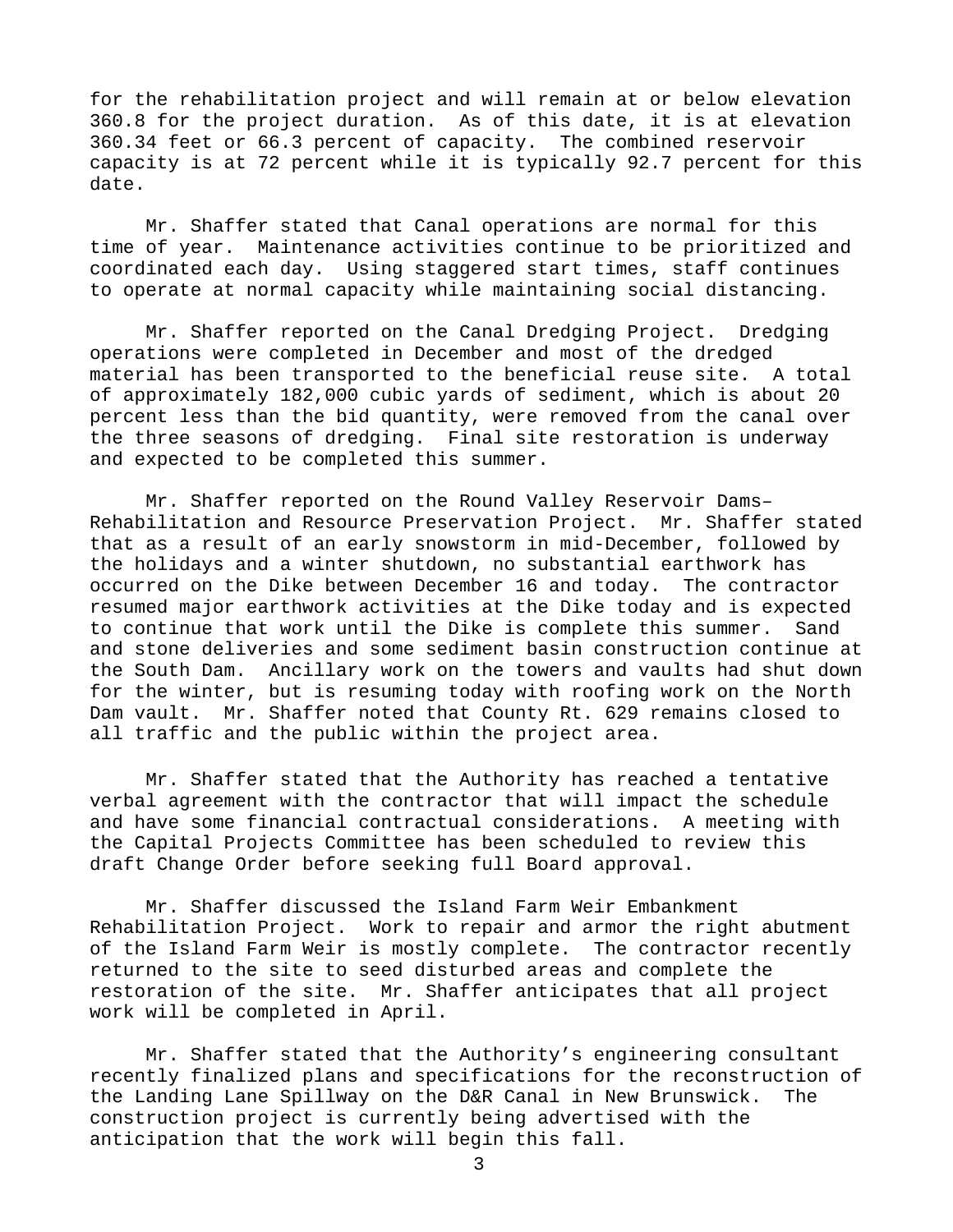for the rehabilitation project and will remain at or below elevation 360.8 for the project duration. As of this date, it is at elevation 360.34 feet or 66.3 percent of capacity. The combined reservoir capacity is at 72 percent while it is typically 92.7 percent for this date.

Mr. Shaffer stated that Canal operations are normal for this time of year. Maintenance activities continue to be prioritized and coordinated each day. Using staggered start times, staff continues to operate at normal capacity while maintaining social distancing.

Mr. Shaffer reported on the Canal Dredging Project. Dredging operations were completed in December and most of the dredged material has been transported to the beneficial reuse site. A total of approximately 182,000 cubic yards of sediment, which is about 20 percent less than the bid quantity, were removed from the canal over the three seasons of dredging. Final site restoration is underway and expected to be completed this summer.

Mr. Shaffer reported on the Round Valley Reservoir Dams–Rehabilitation and Resource Preservation Project. Mr. Shaffer stated that as a result of an early snowstorm in mid-December, followed by the holidays and a winter shutdown, no substantial earthwork has occurred on the Dike between December 16 and today. The contractor resumed major earthwork activities at the Dike today and is expected to continue that work until the Dike is complete this summer. Sand and stone deliveries and some sediment basin construction continue at the South Dam. Ancillary work on the towers and vaults had shut down for the winter, but is resuming today with roofing work on the North Dam vault. Mr. Shaffer noted that County Rt. 629 remains closed to all traffic and the public within the project area.

Mr. Shaffer stated that the Authority has reached a tentative verbal agreement with the contractor that will impact the schedule and have some financial contractual considerations. A meeting with the Capital Projects Committee has been scheduled to review this draft Change Order before seeking full Board approval.

Mr. Shaffer discussed the Island Farm Weir Embankment Rehabilitation Project. Work to repair and armor the right abutment of the Island Farm Weir is mostly complete. The contractor recently returned to the site to seed disturbed areas and complete the restoration of the site. Mr. Shaffer anticipates that all project work will be completed in April.

Mr. Shaffer stated that the Authority's engineering consultant recently finalized plans and specifications for the reconstruction of the Landing Lane Spillway on the D&R Canal in New Brunswick. The construction project is currently being advertised with the anticipation that the work will begin this fall.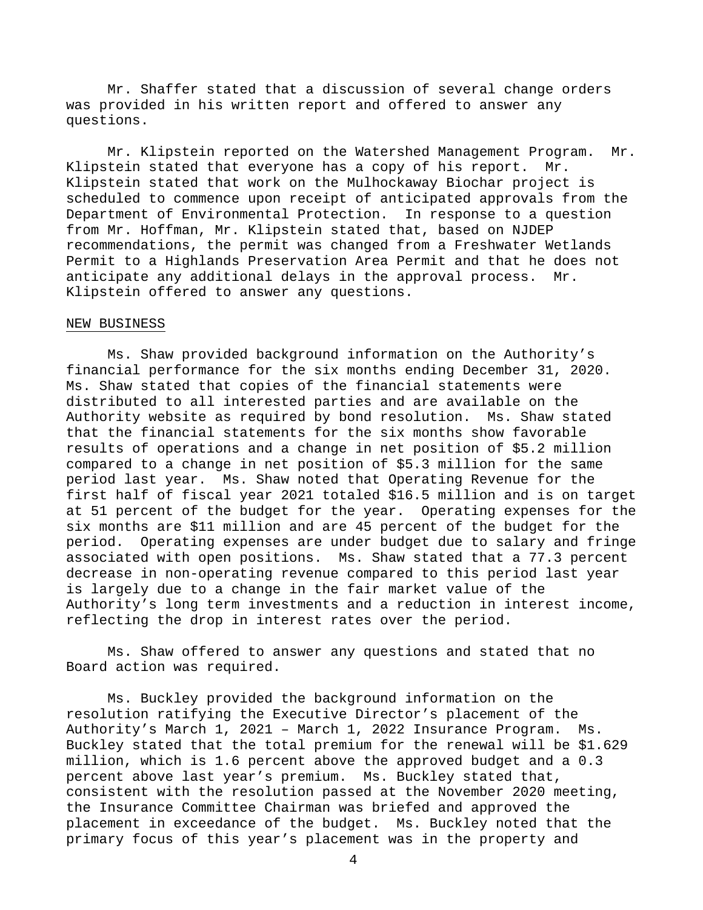Mr. Shaffer stated that a discussion of several change orders was provided in his written report and offered to answer any questions.

Mr. Klipstein reported on the Watershed Management Program. Mr. Klipstein stated that everyone has a copy of his report. Mr. Klipstein stated that work on the Mulhockaway Biochar project is scheduled to commence upon receipt of anticipated approvals from the Department of Environmental Protection. In response to a question from Mr. Hoffman, Mr. Klipstein stated that, based on NJDEP recommendations, the permit was changed from a Freshwater Wetlands Permit to a Highlands Preservation Area Permit and that he does not anticipate any additional delays in the approval process. Mr. Klipstein offered to answer any questions.

NEW BUSINESS

Ms. Shaw provided background information on the Authority's financial performance for the six months ending December 31, 2020. Ms. Shaw stated that copies of the financial statements were distributed to all interested parties and are available on the Authority website as required by bond resolution. Ms. Shaw stated that the financial statements for the six months show favorable results of operations and a change in net position of $5.2 million compared to a change in net position of $5.3 million for the same period last year. Ms. Shaw noted that Operating Revenue for the first half of fiscal year 2021 totaled $16.5 million and is on target at 51 percent of the budget for the year. Operating expenses for the six months are $11 million and are 45 percent of the budget for the period. Operating expenses are under budget due to salary and fringe associated with open positions. Ms. Shaw stated that a 77.3 percent decrease in non-operating revenue compared to this period last year is largely due to a change in the fair market value of the Authority's long term investments and a reduction in interest income, reflecting the drop in interest rates over the period.

Ms. Shaw offered to answer any questions and stated that no Board action was required.

Ms. Buckley provided the background information on the resolution ratifying the Executive Director's placement of the Authority's March 1, 2021 – March 1, 2022 Insurance Program. Ms. Buckley stated that the total premium for the renewal will be $1.629 million, which is 1.6 percent above the approved budget and a 0.3 percent above last year's premium. Ms. Buckley stated that, consistent with the resolution passed at the November 2020 meeting, the Insurance Committee Chairman was briefed and approved the placement in exceedance of the budget. Ms. Buckley noted that the primary focus of this year's placement was in the property and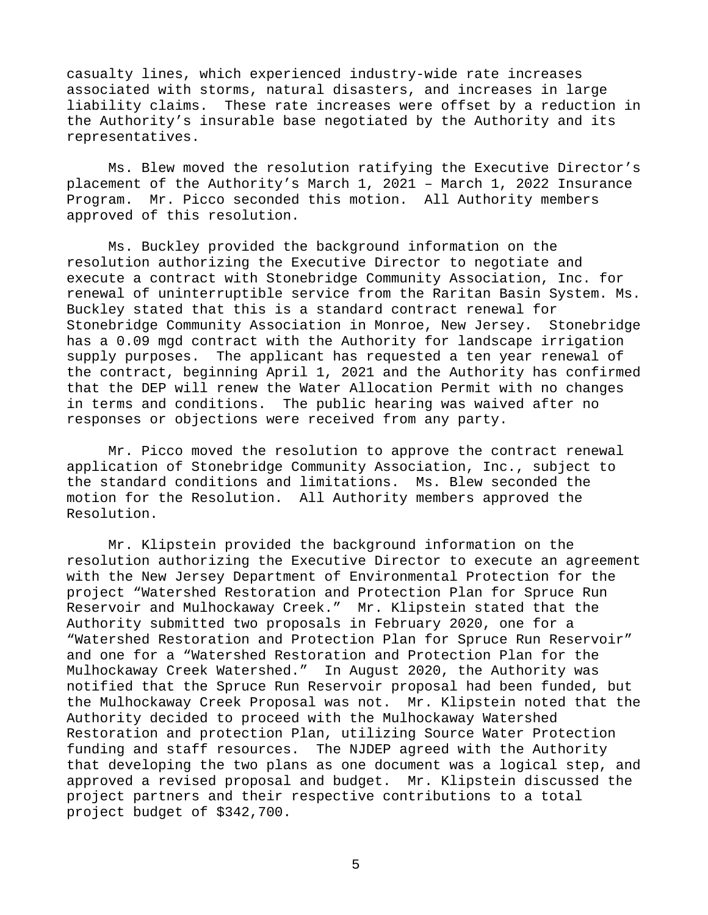casualty lines, which experienced industry-wide rate increases associated with storms, natural disasters, and increases in large liability claims. These rate increases were offset by a reduction in the Authority's insurable base negotiated by the Authority and its representatives.

Ms. Blew moved the resolution ratifying the Executive Director's placement of the Authority's March 1, 2021 – March 1, 2022 Insurance Program. Mr. Picco seconded this motion. All Authority members approved of this resolution.

Ms. Buckley provided the background information on the resolution authorizing the Executive Director to negotiate and execute a contract with Stonebridge Community Association, Inc. for renewal of uninterruptible service from the Raritan Basin System. Ms. Buckley stated that this is a standard contract renewal for Stonebridge Community Association in Monroe, New Jersey. Stonebridge has a 0.09 mgd contract with the Authority for landscape irrigation supply purposes. The applicant has requested a ten year renewal of the contract, beginning April 1, 2021 and the Authority has confirmed that the DEP will renew the Water Allocation Permit with no changes in terms and conditions. The public hearing was waived after no responses or objections were received from any party.

Mr. Picco moved the resolution to approve the contract renewal application of Stonebridge Community Association, Inc., subject to the standard conditions and limitations. Ms. Blew seconded the motion for the Resolution. All Authority members approved the Resolution.

Mr. Klipstein provided the background information on the resolution authorizing the Executive Director to execute an agreement with the New Jersey Department of Environmental Protection for the project "Watershed Restoration and Protection Plan for Spruce Run Reservoir and Mulhockaway Creek." Mr. Klipstein stated that the Authority submitted two proposals in February 2020, one for a "Watershed Restoration and Protection Plan for Spruce Run Reservoir" and one for a "Watershed Restoration and Protection Plan for the Mulhockaway Creek Watershed." In August 2020, the Authority was notified that the Spruce Run Reservoir proposal had been funded, but the Mulhockaway Creek Proposal was not. Mr. Klipstein noted that the Authority decided to proceed with the Mulhockaway Watershed Restoration and protection Plan, utilizing Source Water Protection funding and staff resources. The NJDEP agreed with the Authority that developing the two plans as one document was a logical step, and approved a revised proposal and budget. Mr. Klipstein discussed the project partners and their respective contributions to a total project budget of $342,700.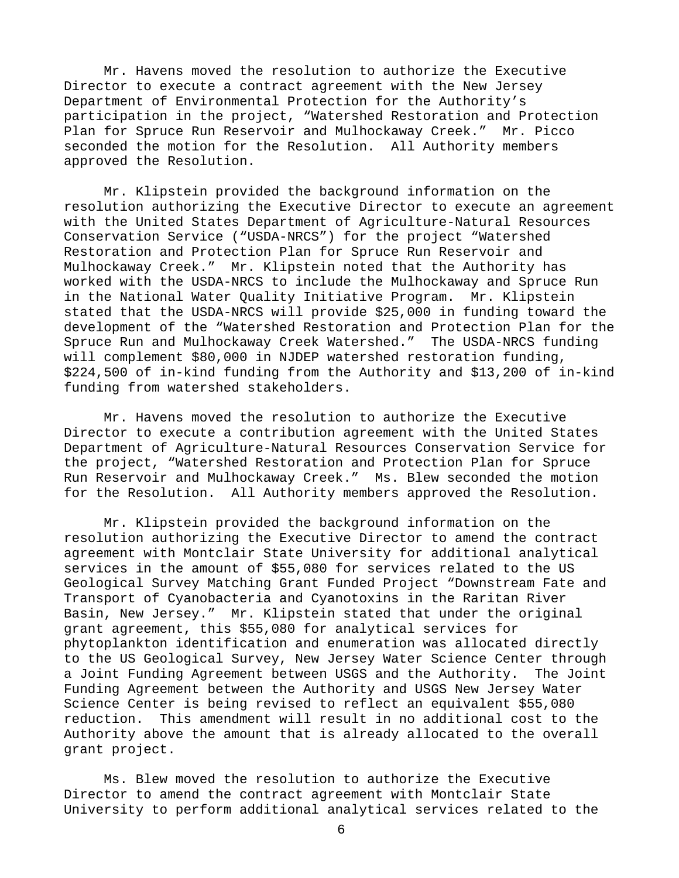Mr. Havens moved the resolution to authorize the Executive Director to execute a contract agreement with the New Jersey Department of Environmental Protection for the Authority's participation in the project, "Watershed Restoration and Protection Plan for Spruce Run Reservoir and Mulhockaway Creek." Mr. Picco seconded the motion for the Resolution. All Authority members approved the Resolution.

Mr. Klipstein provided the background information on the resolution authorizing the Executive Director to execute an agreement with the United States Department of Agriculture-Natural Resources Conservation Service ("USDA-NRCS") for the project "Watershed Restoration and Protection Plan for Spruce Run Reservoir and Mulhockaway Creek." Mr. Klipstein noted that the Authority has worked with the USDA-NRCS to include the Mulhockaway and Spruce Run in the National Water Quality Initiative Program. Mr. Klipstein stated that the USDA-NRCS will provide $25,000 in funding toward the development of the "Watershed Restoration and Protection Plan for the Spruce Run and Mulhockaway Creek Watershed." The USDA-NRCS funding will complement $80,000 in NJDEP watershed restoration funding, $224,500 of in-kind funding from the Authority and $13,200 of in-kind funding from watershed stakeholders.

Mr. Havens moved the resolution to authorize the Executive Director to execute a contribution agreement with the United States Department of Agriculture-Natural Resources Conservation Service for the project, "Watershed Restoration and Protection Plan for Spruce Run Reservoir and Mulhockaway Creek." Ms. Blew seconded the motion for the Resolution. All Authority members approved the Resolution.

Mr. Klipstein provided the background information on the resolution authorizing the Executive Director to amend the contract agreement with Montclair State University for additional analytical services in the amount of $55,080 for services related to the US Geological Survey Matching Grant Funded Project "Downstream Fate and Transport of Cyanobacteria and Cyanotoxins in the Raritan River Basin, New Jersey." Mr. Klipstein stated that under the original grant agreement, this $55,080 for analytical services for phytoplankton identification and enumeration was allocated directly to the US Geological Survey, New Jersey Water Science Center through a Joint Funding Agreement between USGS and the Authority. The Joint Funding Agreement between the Authority and USGS New Jersey Water Science Center is being revised to reflect an equivalent $55,080 reduction. This amendment will result in no additional cost to the Authority above the amount that is already allocated to the overall grant project.

Ms. Blew moved the resolution to authorize the Executive Director to amend the contract agreement with Montclair State University to perform additional analytical services related to the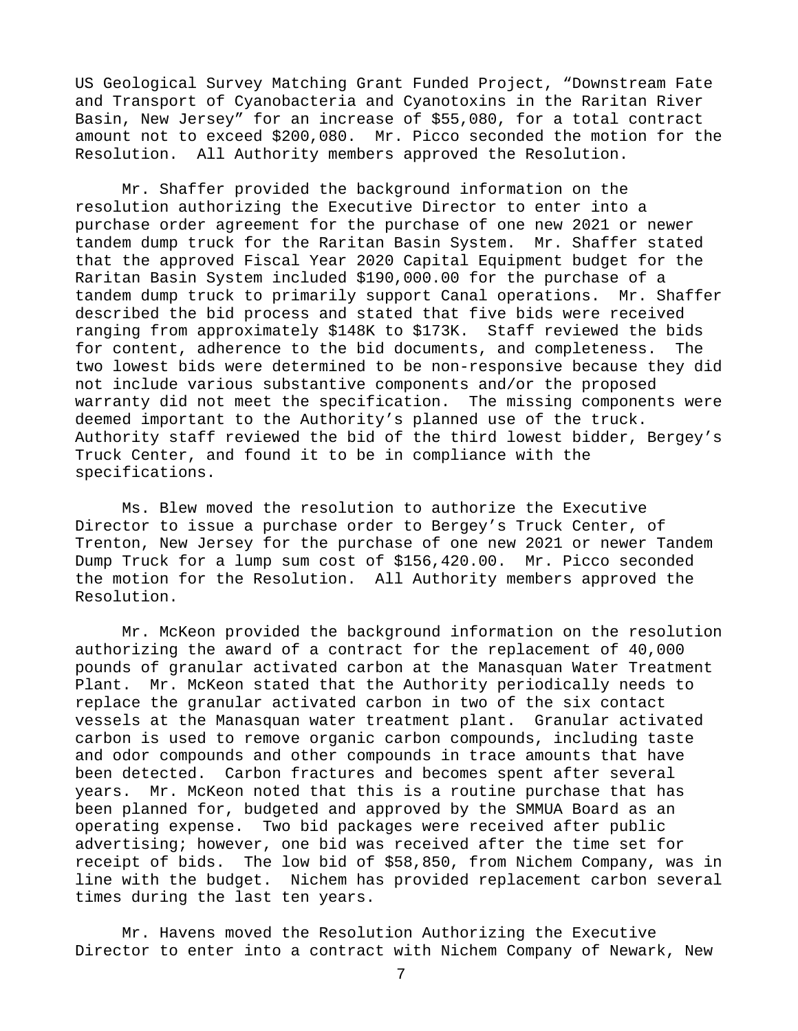US Geological Survey Matching Grant Funded Project, "Downstream Fate and Transport of Cyanobacteria and Cyanotoxins in the Raritan River Basin, New Jersey" for an increase of $55,080, for a total contract amount not to exceed $200,080. Mr. Picco seconded the motion for the Resolution. All Authority members approved the Resolution.

Mr. Shaffer provided the background information on the resolution authorizing the Executive Director to enter into a purchase order agreement for the purchase of one new 2021 or newer tandem dump truck for the Raritan Basin System. Mr. Shaffer stated that the approved Fiscal Year 2020 Capital Equipment budget for the Raritan Basin System included $190,000.00 for the purchase of a tandem dump truck to primarily support Canal operations. Mr. Shaffer described the bid process and stated that five bids were received ranging from approximately $148K to $173K. Staff reviewed the bids for content, adherence to the bid documents, and completeness. The two lowest bids were determined to be non-responsive because they did not include various substantive components and/or the proposed warranty did not meet the specification. The missing components were deemed important to the Authority's planned use of the truck. Authority staff reviewed the bid of the third lowest bidder, Bergey's Truck Center, and found it to be in compliance with the specifications.

Ms. Blew moved the resolution to authorize the Executive Director to issue a purchase order to Bergey's Truck Center, of Trenton, New Jersey for the purchase of one new 2021 or newer Tandem Dump Truck for a lump sum cost of $156,420.00. Mr. Picco seconded the motion for the Resolution. All Authority members approved the Resolution.

Mr. McKeon provided the background information on the resolution authorizing the award of a contract for the replacement of 40,000 pounds of granular activated carbon at the Manasquan Water Treatment Plant. Mr. McKeon stated that the Authority periodically needs to replace the granular activated carbon in two of the six contact vessels at the Manasquan water treatment plant. Granular activated carbon is used to remove organic carbon compounds, including taste and odor compounds and other compounds in trace amounts that have been detected. Carbon fractures and becomes spent after several years. Mr. McKeon noted that this is a routine purchase that has been planned for, budgeted and approved by the SMMUA Board as an operating expense. Two bid packages were received after public advertising; however, one bid was received after the time set for receipt of bids. The low bid of $58,850, from Nichem Company, was in line with the budget. Nichem has provided replacement carbon several times during the last ten years.

Mr. Havens moved the Resolution Authorizing the Executive Director to enter into a contract with Nichem Company of Newark, New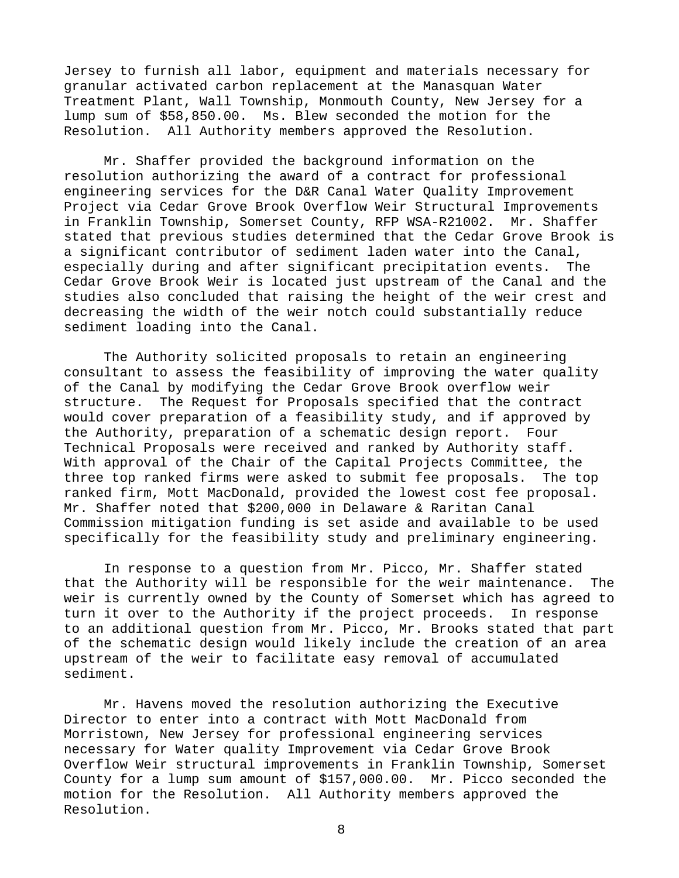Jersey to furnish all labor, equipment and materials necessary for granular activated carbon replacement at the Manasquan Water Treatment Plant, Wall Township, Monmouth County, New Jersey for a lump sum of $58,850.00. Ms. Blew seconded the motion for the Resolution. All Authority members approved the Resolution.

Mr. Shaffer provided the background information on the resolution authorizing the award of a contract for professional engineering services for the D&R Canal Water Quality Improvement Project via Cedar Grove Brook Overflow Weir Structural Improvements in Franklin Township, Somerset County, RFP WSA-R21002. Mr. Shaffer stated that previous studies determined that the Cedar Grove Brook is a significant contributor of sediment laden water into the Canal, especially during and after significant precipitation events. The Cedar Grove Brook Weir is located just upstream of the Canal and the studies also concluded that raising the height of the weir crest and decreasing the width of the weir notch could substantially reduce sediment loading into the Canal.

The Authority solicited proposals to retain an engineering consultant to assess the feasibility of improving the water quality of the Canal by modifying the Cedar Grove Brook overflow weir structure. The Request for Proposals specified that the contract would cover preparation of a feasibility study, and if approved by the Authority, preparation of a schematic design report. Four Technical Proposals were received and ranked by Authority staff. With approval of the Chair of the Capital Projects Committee, the three top ranked firms were asked to submit fee proposals. The top ranked firm, Mott MacDonald, provided the lowest cost fee proposal. Mr. Shaffer noted that $200,000 in Delaware & Raritan Canal Commission mitigation funding is set aside and available to be used specifically for the feasibility study and preliminary engineering.

In response to a question from Mr. Picco, Mr. Shaffer stated that the Authority will be responsible for the weir maintenance. The weir is currently owned by the County of Somerset which has agreed to turn it over to the Authority if the project proceeds. In response to an additional question from Mr. Picco, Mr. Brooks stated that part of the schematic design would likely include the creation of an area upstream of the weir to facilitate easy removal of accumulated sediment.

Mr. Havens moved the resolution authorizing the Executive Director to enter into a contract with Mott MacDonald from Morristown, New Jersey for professional engineering services necessary for Water quality Improvement via Cedar Grove Brook Overflow Weir structural improvements in Franklin Township, Somerset County for a lump sum amount of $157,000.00. Mr. Picco seconded the motion for the Resolution. All Authority members approved the Resolution.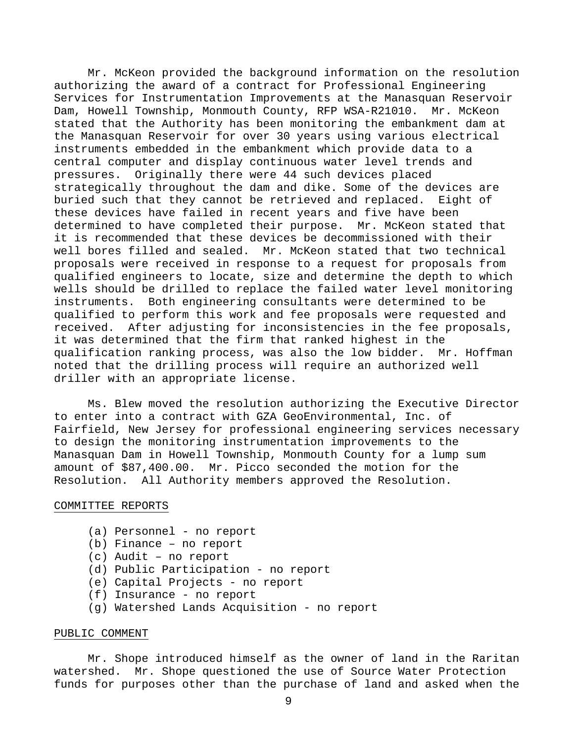Mr. McKeon provided the background information on the resolution authorizing the award of a contract for Professional Engineering Services for Instrumentation Improvements at the Manasquan Reservoir Dam, Howell Township, Monmouth County, RFP WSA-R21010. Mr. McKeon stated that the Authority has been monitoring the embankment dam at the Manasquan Reservoir for over 30 years using various electrical instruments embedded in the embankment which provide data to a central computer and display continuous water level trends and pressures. Originally there were 44 such devices placed strategically throughout the dam and dike. Some of the devices are buried such that they cannot be retrieved and replaced. Eight of these devices have failed in recent years and five have been determined to have completed their purpose. Mr. McKeon stated that it is recommended that these devices be decommissioned with their well bores filled and sealed. Mr. McKeon stated that two technical proposals were received in response to a request for proposals from qualified engineers to locate, size and determine the depth to which wells should be drilled to replace the failed water level monitoring instruments. Both engineering consultants were determined to be qualified to perform this work and fee proposals were requested and received. After adjusting for inconsistencies in the fee proposals, it was determined that the firm that ranked highest in the qualification ranking process, was also the low bidder. Mr. Hoffman noted that the drilling process will require an authorized well driller with an appropriate license.

Ms. Blew moved the resolution authorizing the Executive Director to enter into a contract with GZA GeoEnvironmental, Inc. of Fairfield, New Jersey for professional engineering services necessary to design the monitoring instrumentation improvements to the Manasquan Dam in Howell Township, Monmouth County for a lump sum amount of $87,400.00. Mr. Picco seconded the motion for the Resolution. All Authority members approved the Resolution.

## COMMITTEE REPORTS

(a) Personnel - no report
(b) Finance – no report
(c) Audit – no report
(d) Public Participation - no report
(e) Capital Projects - no report
(f) Insurance - no report
(g) Watershed Lands Acquisition - no report

## PUBLIC COMMENT

Mr. Shope introduced himself as the owner of land in the Raritan watershed. Mr. Shope questioned the use of Source Water Protection funds for purposes other than the purchase of land and asked when the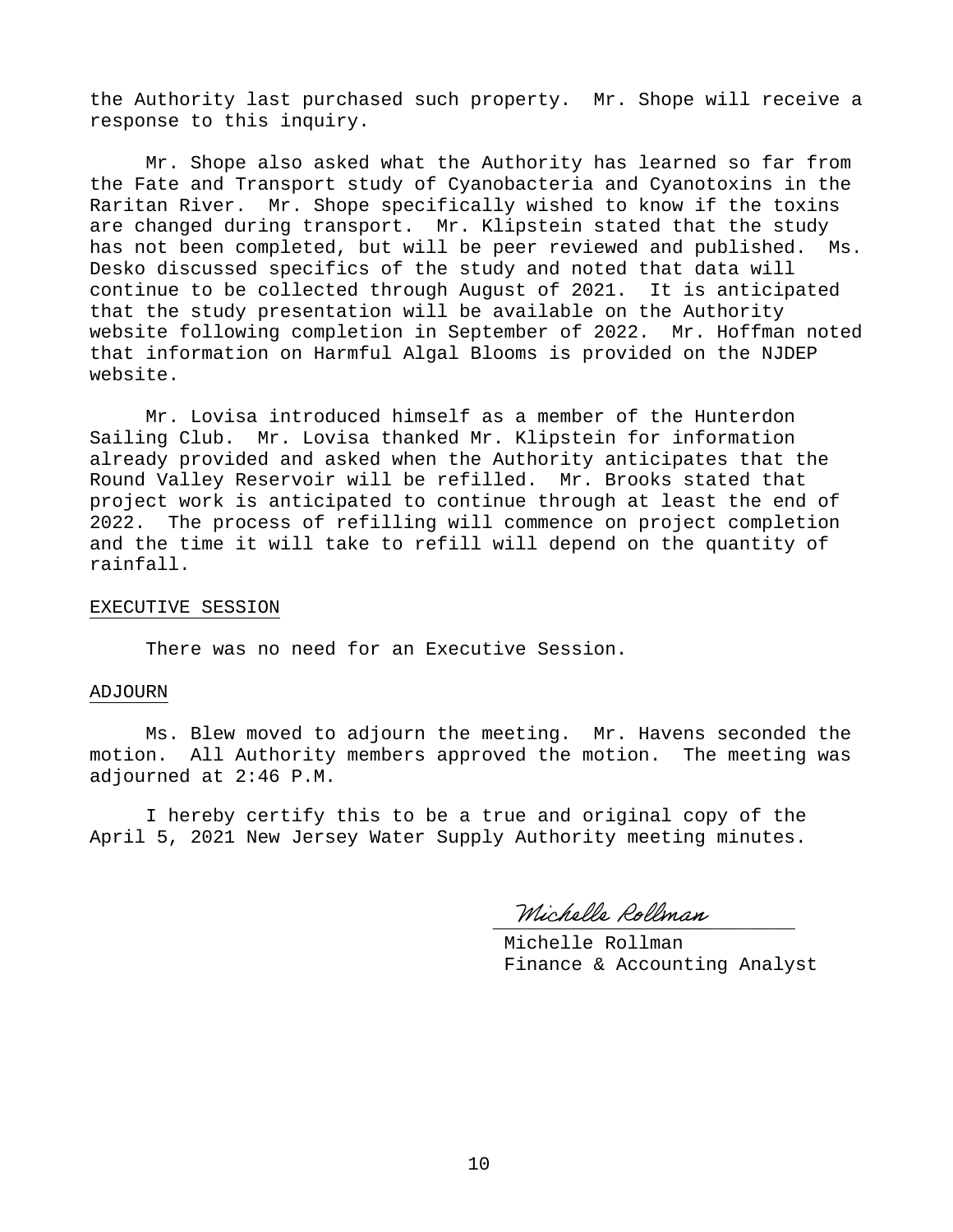the Authority last purchased such property. Mr. Shope will receive a response to this inquiry.

Mr. Shope also asked what the Authority has learned so far from the Fate and Transport study of Cyanobacteria and Cyanotoxins in the Raritan River. Mr. Shope specifically wished to know if the toxins are changed during transport. Mr. Klipstein stated that the study has not been completed, but will be peer reviewed and published. Ms. Desko discussed specifics of the study and noted that data will continue to be collected through August of 2021. It is anticipated that the study presentation will be available on the Authority website following completion in September of 2022. Mr. Hoffman noted that information on Harmful Algal Blooms is provided on the NJDEP website.

Mr. Lovisa introduced himself as a member of the Hunterdon Sailing Club. Mr. Lovisa thanked Mr. Klipstein for information already provided and asked when the Authority anticipates that the Round Valley Reservoir will be refilled. Mr. Brooks stated that project work is anticipated to continue through at least the end of 2022. The process of refilling will commence on project completion and the time it will take to refill will depend on the quantity of rainfall.

## EXECUTIVE SESSION

There was no need for an Executive Session.

## ADJOURN

Ms. Blew moved to adjourn the meeting. Mr. Havens seconded the motion. All Authority members approved the motion. The meeting was adjourned at 2:46 P.M.

I hereby certify this to be a true and original copy of the April 5, 2021 New Jersey Water Supply Authority meeting minutes.

Michelle Rollman

Michelle Rollman
Finance & Accounting Analyst